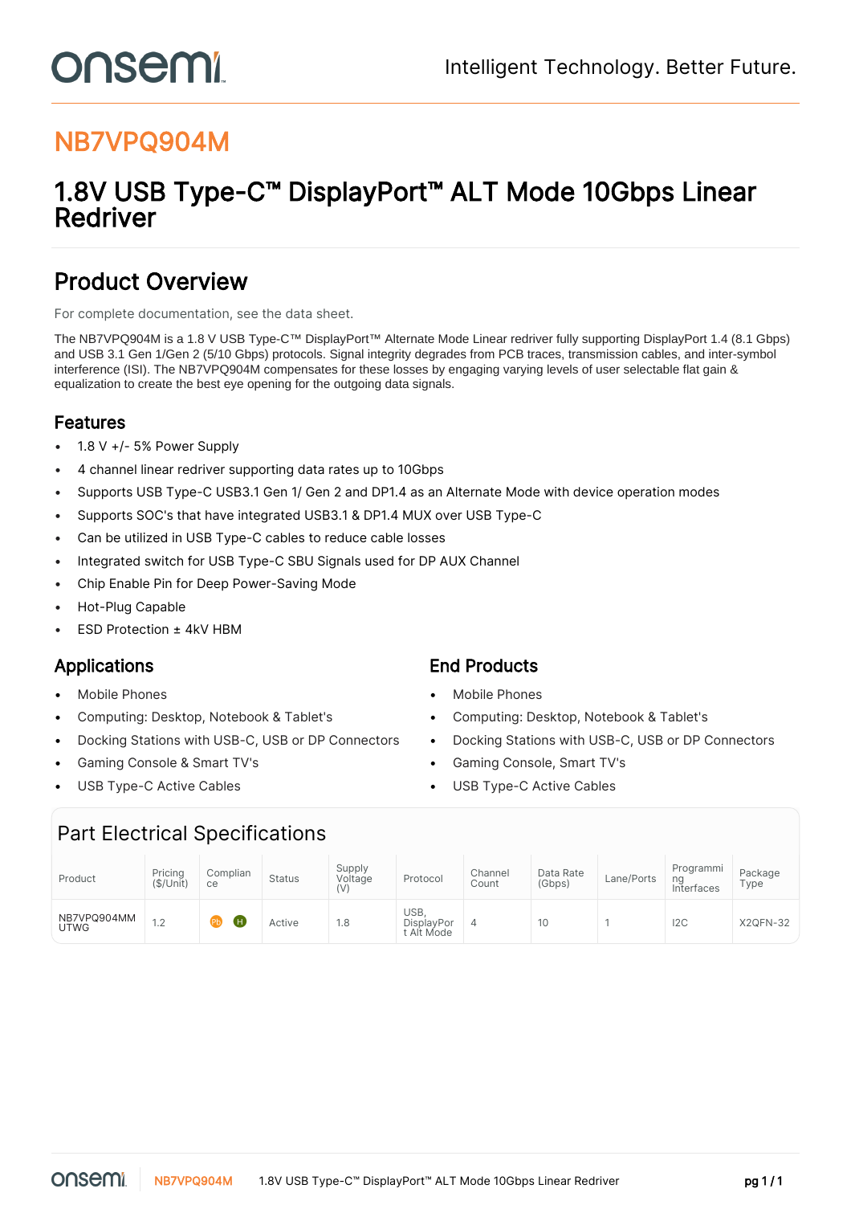# NB7VPQ904M

## 1.8V USB Type-C™ DisplayPort™ ALT Mode 10Gbps Linear Redriver

## Product Overview

For complete documentation, see the data sheet.

The NB7VPQ904M is a 1.8 V USB Type-C™ DisplayPort™ Alternate Mode Linear redriver fully supporting DisplayPort 1.4 (8.1 Gbps) and USB 3.1 Gen 1/Gen 2 (5/10 Gbps) protocols. Signal integrity degrades from PCB traces, transmission cables, and inter-symbol interference (ISI). The NB7VPQ904M compensates for these losses by engaging varying levels of user selectable flat gain & equalization to create the best eye opening for the outgoing data signals.

### Features

- 1.8 V +/- 5% Power Supply
- 4 channel linear redriver supporting data rates up to 10Gbps
- Supports USB Type-C USB3.1 Gen 1/ Gen 2 and DP1.4 as an Alternate Mode with device operation modes
- Supports SOC's that have integrated USB3.1 & DP1.4 MUX over USB Type-C
- Can be utilized in USB Type-C cables to reduce cable losses
- Integrated switch for USB Type-C SBU Signals used for DP AUX Channel
- Chip Enable Pin for Deep Power-Saving Mode
- Hot-Plug Capable
- ESD Protection ± 4kV HBM

### Applications

- Mobile Phones
- Computing: Desktop, Notebook & Tablet's
- Docking Stations with USB-C, USB or DP Connectors
- Gaming Console & Smart TV's
- USB Type-C Active Cables

### End Products

- Mobile Phones
- Computing: Desktop, Notebook & Tablet's
- Docking Stations with USB-C, USB or DP Connectors
- Gaming Console, Smart TV's
- USB Type-C Active Cables

## Part Electrical Specifications

| Product | Pricing ($/Unit) | Compliance | Status | Supply Voltage (V) | Protocol | Channel Count | Data Rate (Gbps) | Lane/Ports | Programming Interfaces | Package Type |
|---|---|---|---|---|---|---|---|---|---|---|
| NB7VPQ904MMUTWG | 1.2 | Pb H | Active | 1.8 | USB, DisplayPort Alt Mode | 4 | 10 | 1 | I2C | X2QFN-32 |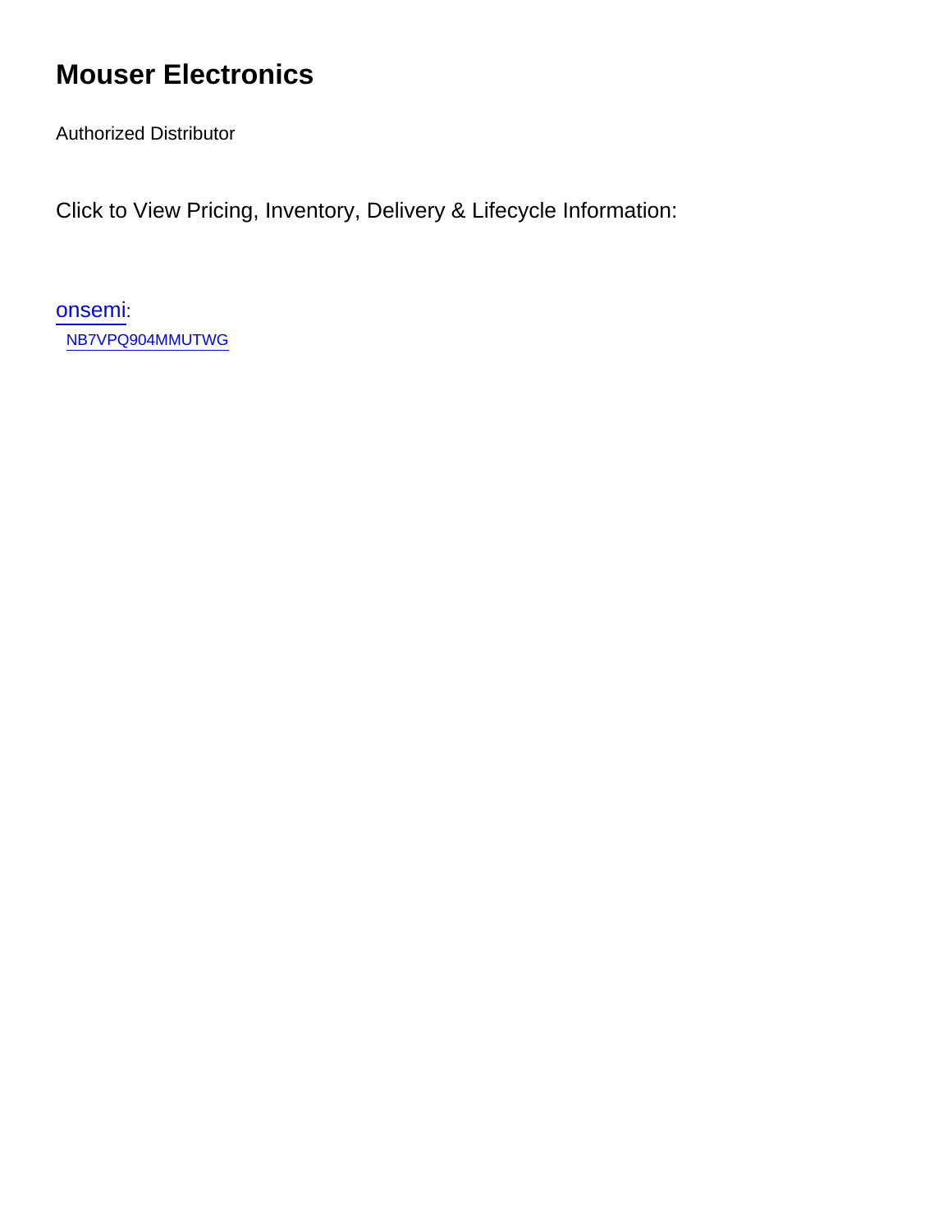# Mouser Electronics

Authorized Distributor

Click to View Pricing, Inventory, Delivery & Lifecycle Information:

onsemi:

NB7VPQ904MMUTWG